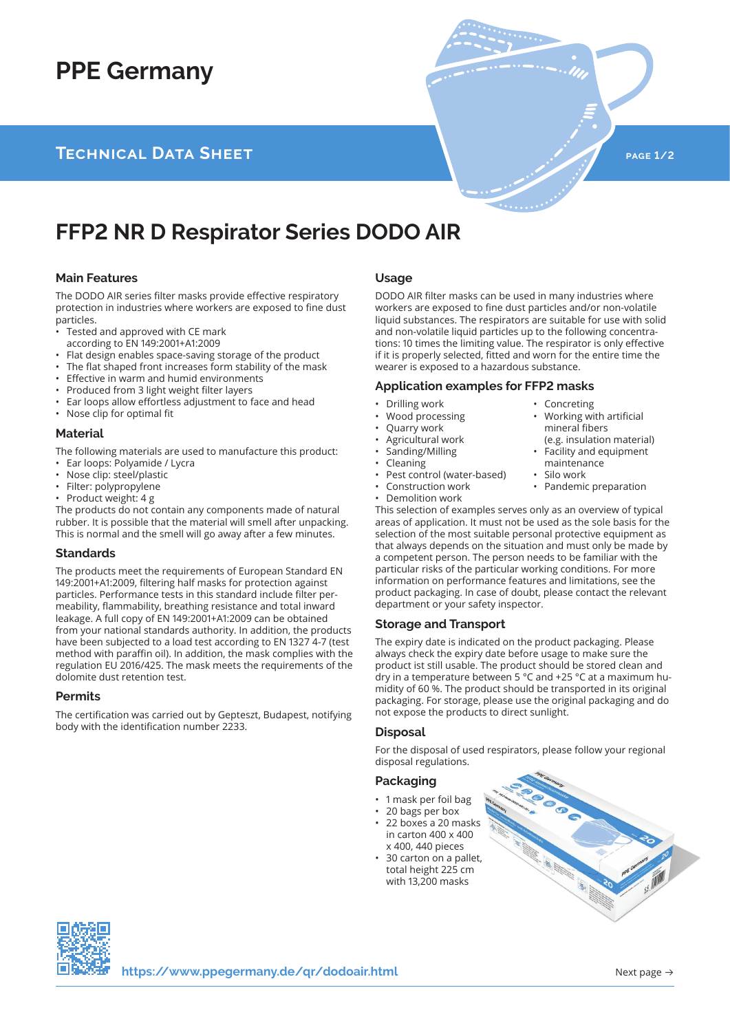# PPE Germany

## Technical Data Sheet

# FFP2 NR D Respirator Series DODO AIR

### Main Features

The DODO AIR series filter masks provide effective respiratory protection in industries where workers are exposed to fine dust particles.

- Tested and approved with CE mark according to EN 149:2001+A1:2009
- Flat design enables space-saving storage of the product
- The flat shaped front increases form stability of the mask
- Effective in warm and humid environments
- Produced from 3 light weight filter layers
- Ear loops allow effortless adjustment to face and head
- Nose clip for optimal fit

### Material

The following materials are used to manufacture this product:

- Ear loops: Polyamide / Lycra
- Nose clip: steel/plastic
- Filter: polypropylene
- Product weight: 4 g

The products do not contain any components made of natural rubber. It is possible that the material will smell after unpacking. This is normal and the smell will go away after a few minutes.

### Standards

The products meet the requirements of European Standard EN 149:2001+A1:2009, filtering half masks for protection against particles. Performance tests in this standard include filter permeability, flammability, breathing resistance and total inward leakage. A full copy of EN 149:2001+A1:2009 can be obtained from your national standards authority. In addition, the products have been subjected to a load test according to EN 1327 4-7 (test method with paraffin oil). In addition, the mask complies with the regulation EU 2016/425. The mask meets the requirements of the dolomite dust retention test.

### Permits

The certification was carried out by Gepteszt, Budapest, notifying body with the identification number 2233.

### Usage

DODO AIR filter masks can be used in many industries where workers are exposed to fine dust particles and/or non-volatile liquid substances. The respirators are suitable for use with solid and non-volatile liquid particles up to the following concentrations: 10 times the limiting value. The respirator is only effective if it is properly selected, fitted and worn for the entire time the wearer is exposed to a hazardous substance.

### Application examples for FFP2 masks

- Drilling work
- Wood processing
- Quarry work
- Agricultural work
- Sanding/Milling
- Cleaning
- Pest control (water-based)
- Construction work
- Demolition work
- Concreting
- Working with artificial mineral fibers (e.g. insulation material)
- Facility and equipment maintenance
- Silo work
- Pandemic preparation

This selection of examples serves only as an overview of typical areas of application. It must not be used as the sole basis for the selection of the most suitable personal protective equipment as that always depends on the situation and must only be made by a competent person. The person needs to be familiar with the particular risks of the particular working conditions. For more information on performance features and limitations, see the product packaging. In case of doubt, please contact the relevant department or your safety inspector.

### Storage and Transport

The expiry date is indicated on the product packaging. Please always check the expiry date before usage to make sure the product ist still usable. The product should be stored clean and dry in a temperature between 5 °C and +25 °C at a maximum humidity of 60 %. The product should be transported in its original packaging. For storage, please use the original packaging and do not expose the products to direct sunlight.

### Disposal

For the disposal of used respirators, please follow your regional disposal regulations.

### Packaging

- 1 mask per foil bag
- 20 bags per box
- 22 boxes a 20 masks in carton 400 x 400 x 400, 440 pieces
- 30 carton on a pallet, total height 225 cm with 13,200 masks

https://www.ppegermany.de/qr/dodoair.html

Next page →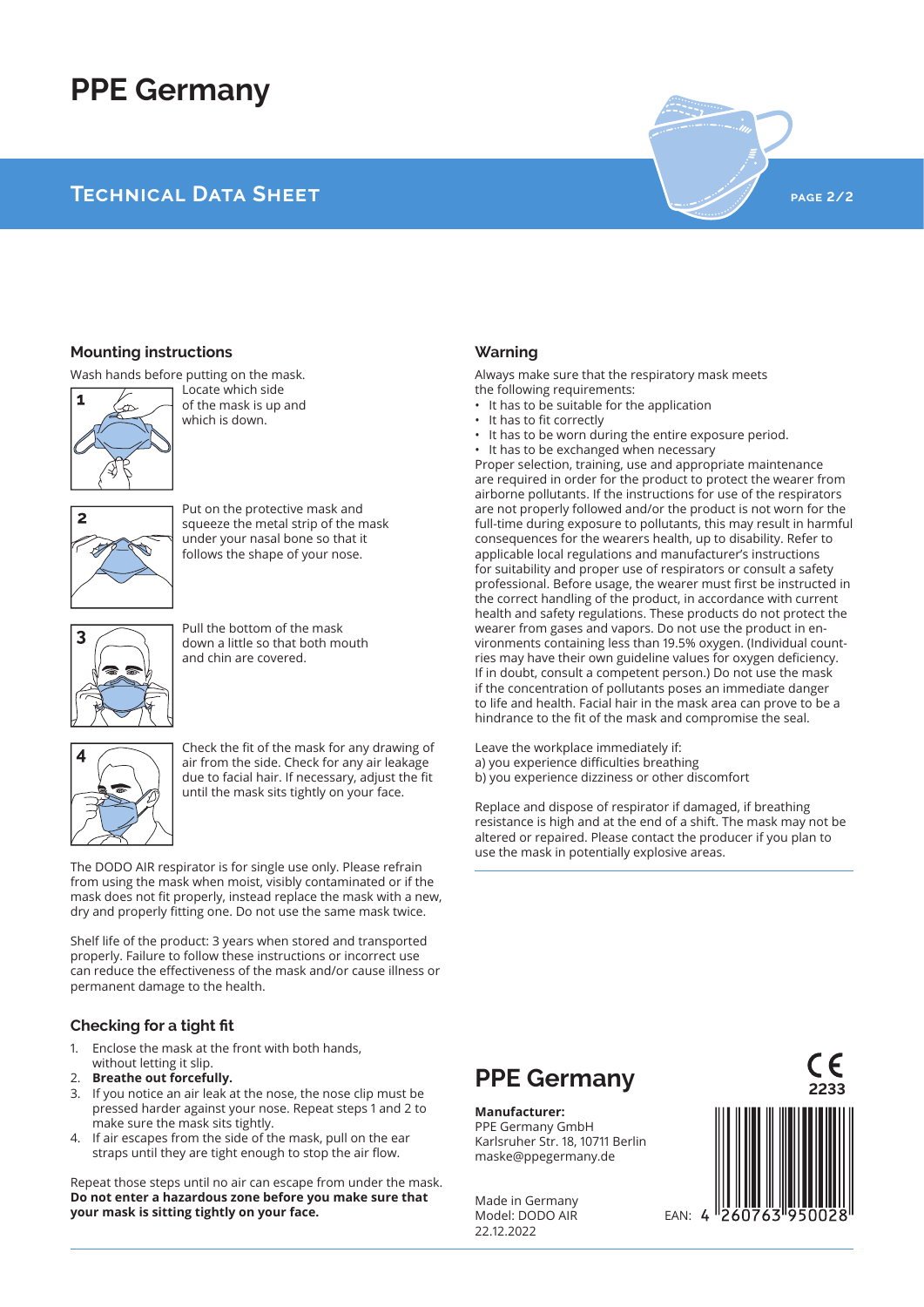# PPE Germany

## Technical Data Sheet

### Mounting instructions

Wash hands before putting on the mask.

1 Locate which side of the mask is up and which is down.

2 Put on the protective mask and squeeze the metal strip of the mask under your nasal bone so that it follows the shape of your nose.

3 Pull the bottom of the mask down a little so that both mouth and chin are covered.

4 Check the fit of the mask for any drawing of air from the side. Check for any air leakage due to facial hair. If necessary, adjust the fit until the mask sits tightly on your face.

The DODO AIR respirator is for single use only. Please refrain from using the mask when moist, visibly contaminated or if the mask does not fit properly, instead replace the mask with a new, dry and properly fitting one. Do not use the same mask twice.

Shelf life of the product: 3 years when stored and transported properly. Failure to follow these instructions or incorrect use can reduce the effectiveness of the mask and/or cause illness or permanent damage to the health.

### Checking for a tight fit

1. Enclose the mask at the front with both hands, without letting it slip.
2. **Breathe out forcefully.**
3. If you notice an air leak at the nose, the nose clip must be pressed harder against your nose. Repeat steps 1 and 2 to make sure the mask sits tightly.
4. If air escapes from the side of the mask, pull on the ear straps until they are tight enough to stop the air flow.

Repeat those steps until no air can escape from under the mask.
**Do not enter a hazardous zone before you make sure that your mask is sitting tightly on your face.**

### Warning

Always make sure that the respiratory mask meets the following requirements:

- It has to be suitable for the application
- It has to fit correctly
- It has to be worn during the entire exposure period.
- It has to be exchanged when necessary

Proper selection, training, use and appropriate maintenance are required in order for the product to protect the wearer from airborne pollutants. If the instructions for use of the respirators are not properly followed and/or the product is not worn for the full-time during exposure to pollutants, this may result in harmful consequences for the wearers health, up to disability. Refer to applicable local regulations and manufacturer's instructions for suitability and proper use of respirators or consult a safety professional. Before usage, the wearer must first be instructed in the correct handling of the product, in accordance with current health and safety regulations. These products do not protect the wearer from gases and vapors. Do not use the product in environments containing less than 19.5% oxygen. (Individual countries may have their own guideline values for oxygen deficiency. If in doubt, consult a competent person.) Do not use the mask if the concentration of pollutants poses an immediate danger to life and health. Facial hair in the mask area can prove to be a hindrance to the fit of the mask and compromise the seal.

Leave the workplace immediately if:
a) you experience difficulties breathing
b) you experience dizziness or other discomfort

Replace and dispose of respirator if damaged, if breathing resistance is high and at the end of a shift. The mask may not be altered or repaired. Please contact the producer if you plan to use the mask in potentially explosive areas.

## PPE Germany

**Manufacturer:**
PPE Germany GmbH
Karlsruher Str. 18, 10711 Berlin
maske@ppegermany.de

Made in Germany
Model: DODO AIR
22.12.2022

CE 2233

EAN: 4 260763 950028